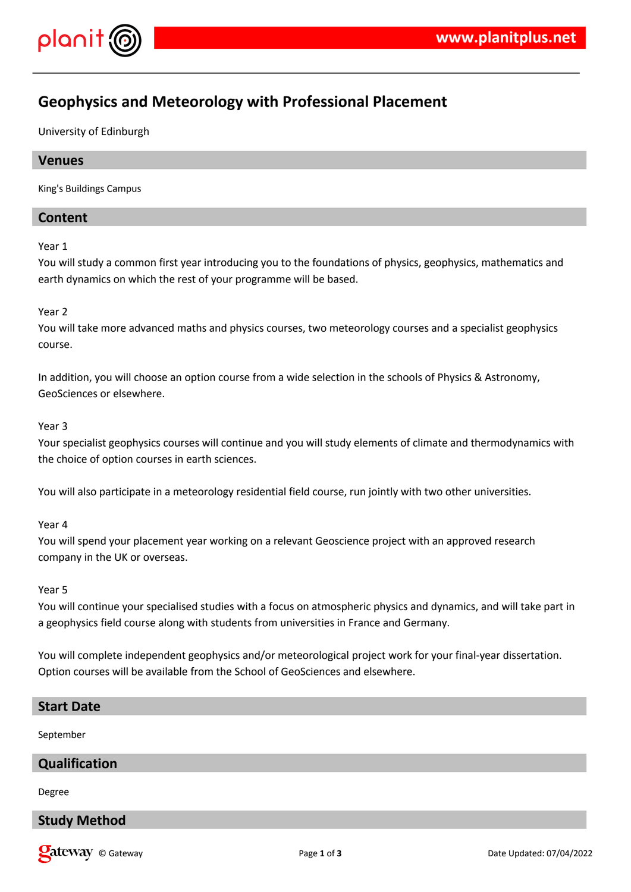# Geophysics and Meteorology with Professional Placement

University of Edinburgh

## Venues

King's Buildings Campus

## Content

Year 1

You will study a common first year introducing you to the foundations of physics, geophysics, mathematics and earth dynamics on which the rest of your programme will be based.

Year 2

You will take more advanced maths and physics courses, two meteorology courses and a specialist geophysics course.

In addition, you will choose an option course from a wide selection in the schools of Physics & Astronomy, GeoSciences or elsewhere.

Year 3

Your specialist geophysics courses will continue and you will study elements of climate and thermodynamics with the choice of option courses in earth sciences.

You will also participate in a meteorology residential field course, run jointly with two other universities.

Year 4

You will spend your placement year working on a relevant Geoscience project with an approved research company in the UK or overseas.

Year 5

You will continue your specialised studies with a focus on atmospheric physics and dynamics, and will take part in a geophysics field course along with students from universities in France and Germany.

You will complete independent geophysics and/or meteorological project work for your final-year dissertation. Option courses will be available from the School of GeoSciences and elsewhere.

## Start Date

September

## Qualification

Degree

## Study Method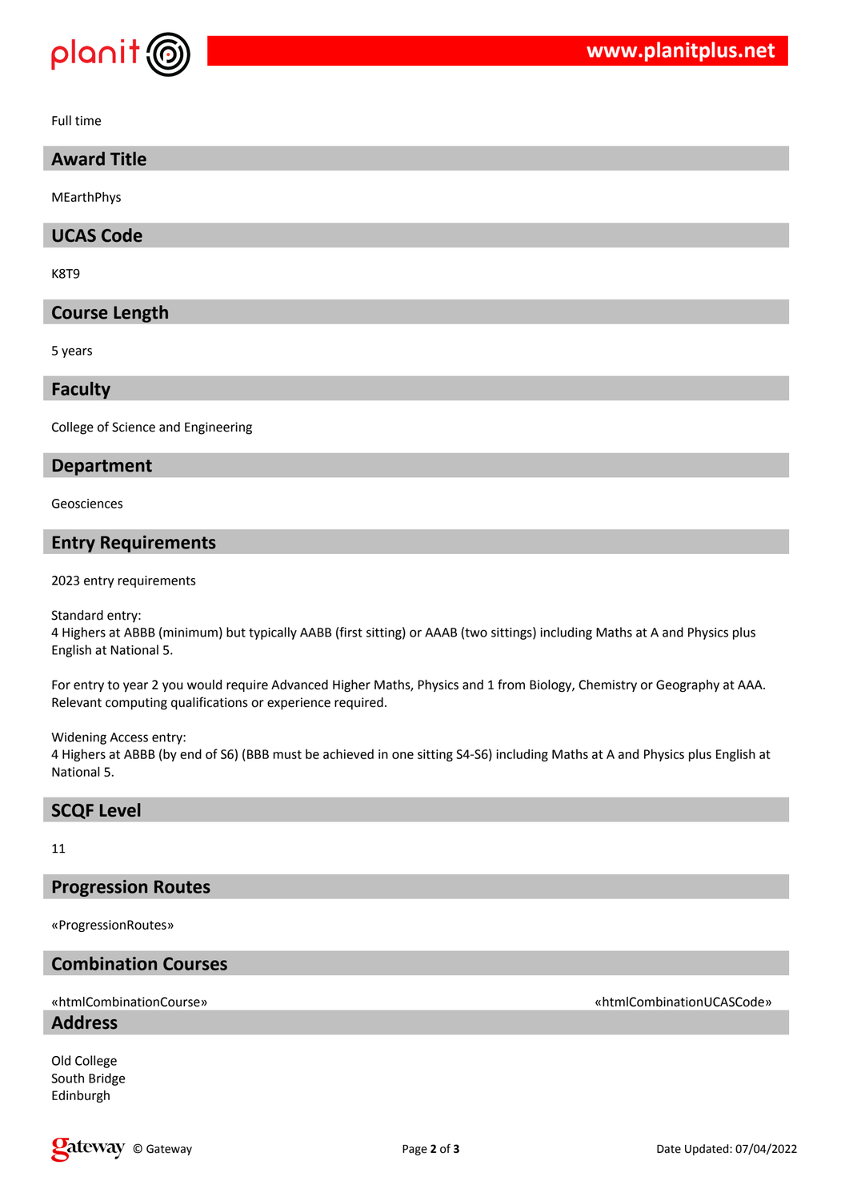Full time

## Award Title

MEarthPhys

## UCAS Code

K8T9

## Course Length

5 years

## Faculty

College of Science and Engineering

## Department

Geosciences

## Entry Requirements

2023 entry requirements

Standard entry:
4 Highers at ABBB (minimum) but typically AABB (first sitting) or AAAB (two sittings) including Maths at A and Physics plus English at National 5.

For entry to year 2 you would require Advanced Higher Maths, Physics and 1 from Biology, Chemistry or Geography at AAA. Relevant computing qualifications or experience required.

Widening Access entry:
4 Highers at ABBB (by end of S6) (BBB must be achieved in one sitting S4-S6) including Maths at A and Physics plus English at National 5.

## SCQF Level

11

## Progression Routes

«ProgressionRoutes»

## Combination Courses

«htmlCombinationCourse» «htmlCombinationUCASCode»

## Address

Old College
South Bridge
Edinburgh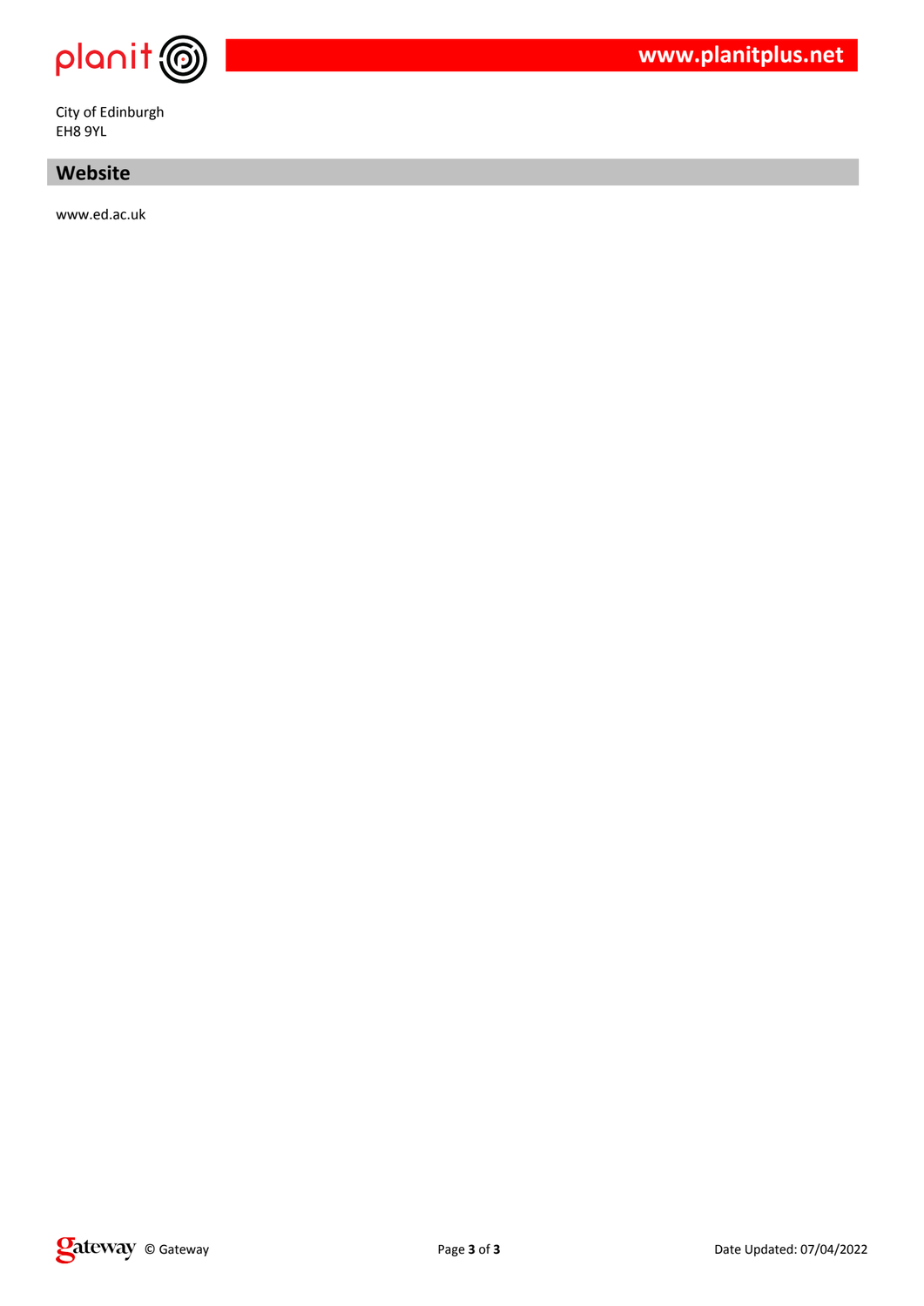City of Edinburgh
EH8 9YL

## Website

www.ed.ac.uk